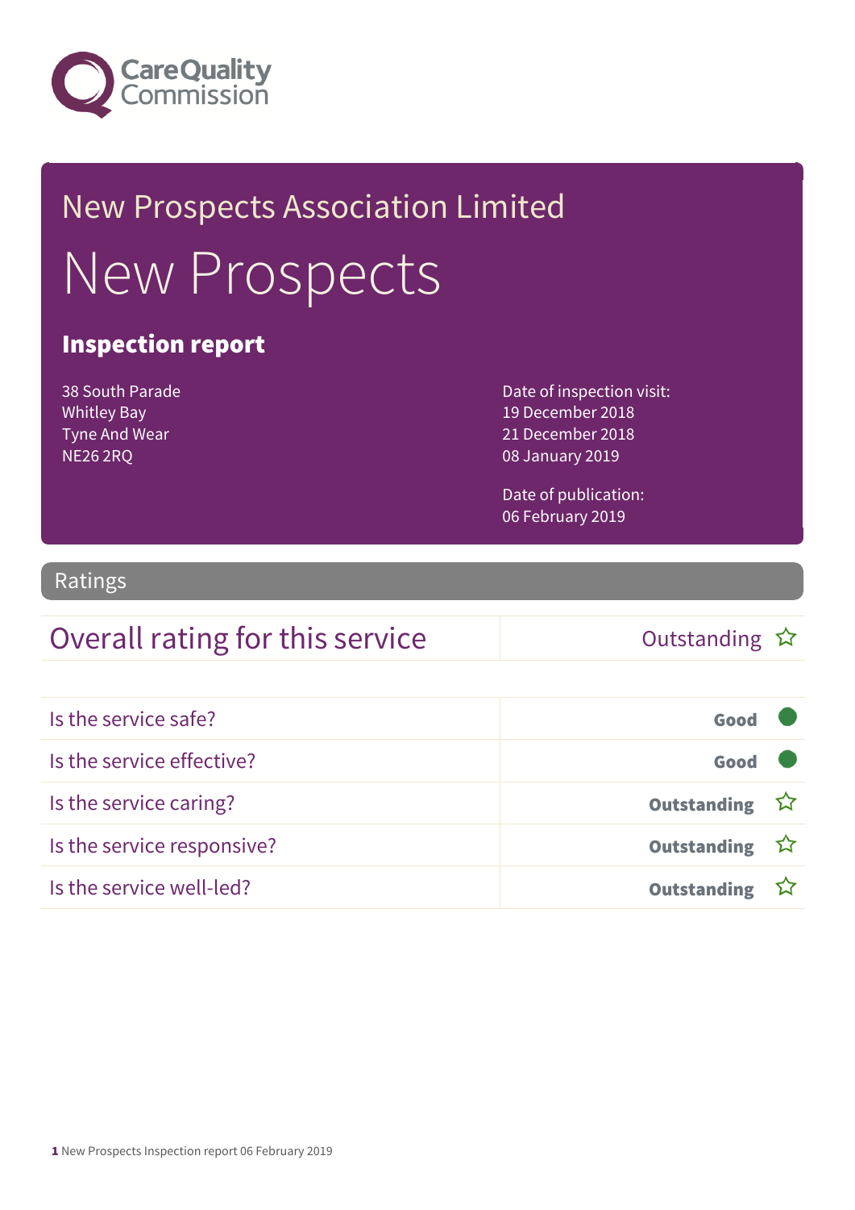Care Quality Commission

# New Prospects Association Limited

# New Prospects

## Inspection report

38 South Parade
Whitley Bay
Tyne And Wear
NE26 2RQ

Date of inspection visit:
19 December 2018
21 December 2018
08 January 2019

Date of publication:
06 February 2019

## Ratings

| Overall rating for this service | Outstanding ☆ |
| --- | --- |

| | |
| --- | --- |
| Is the service safe? | **Good** ● |
| Is the service effective? | **Good** ● |
| Is the service caring? | **Outstanding** ☆ |
| Is the service responsive? | **Outstanding** ☆ |
| Is the service well-led? | **Outstanding** ☆ |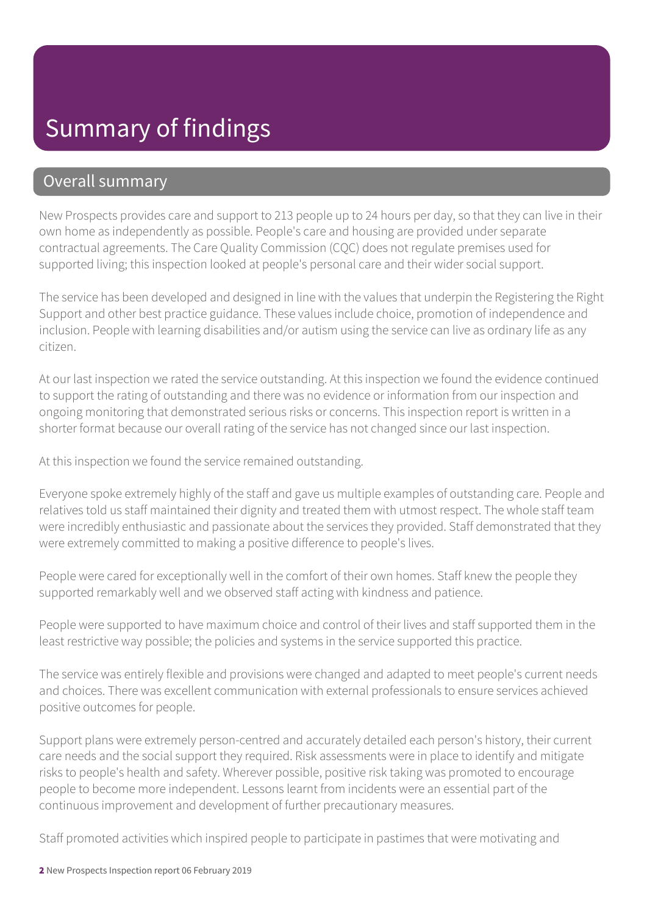# Summary of findings

## Overall summary

New Prospects provides care and support to 213 people up to 24 hours per day, so that they can live in their own home as independently as possible. People's care and housing are provided under separate contractual agreements. The Care Quality Commission (CQC) does not regulate premises used for supported living; this inspection looked at people's personal care and their wider social support.

The service has been developed and designed in line with the values that underpin the Registering the Right Support and other best practice guidance. These values include choice, promotion of independence and inclusion. People with learning disabilities and/or autism using the service can live as ordinary life as any citizen.

At our last inspection we rated the service outstanding. At this inspection we found the evidence continued to support the rating of outstanding and there was no evidence or information from our inspection and ongoing monitoring that demonstrated serious risks or concerns. This inspection report is written in a shorter format because our overall rating of the service has not changed since our last inspection.

At this inspection we found the service remained outstanding.

Everyone spoke extremely highly of the staff and gave us multiple examples of outstanding care. People and relatives told us staff maintained their dignity and treated them with utmost respect. The whole staff team were incredibly enthusiastic and passionate about the services they provided. Staff demonstrated that they were extremely committed to making a positive difference to people's lives.

People were cared for exceptionally well in the comfort of their own homes. Staff knew the people they supported remarkably well and we observed staff acting with kindness and patience.

People were supported to have maximum choice and control of their lives and staff supported them in the least restrictive way possible; the policies and systems in the service supported this practice.

The service was entirely flexible and provisions were changed and adapted to meet people's current needs and choices. There was excellent communication with external professionals to ensure services achieved positive outcomes for people.

Support plans were extremely person-centred and accurately detailed each person's history, their current care needs and the social support they required. Risk assessments were in place to identify and mitigate risks to people's health and safety. Wherever possible, positive risk taking was promoted to encourage people to become more independent. Lessons learnt from incidents were an essential part of the continuous improvement and development of further precautionary measures.

Staff promoted activities which inspired people to participate in pastimes that were motivating and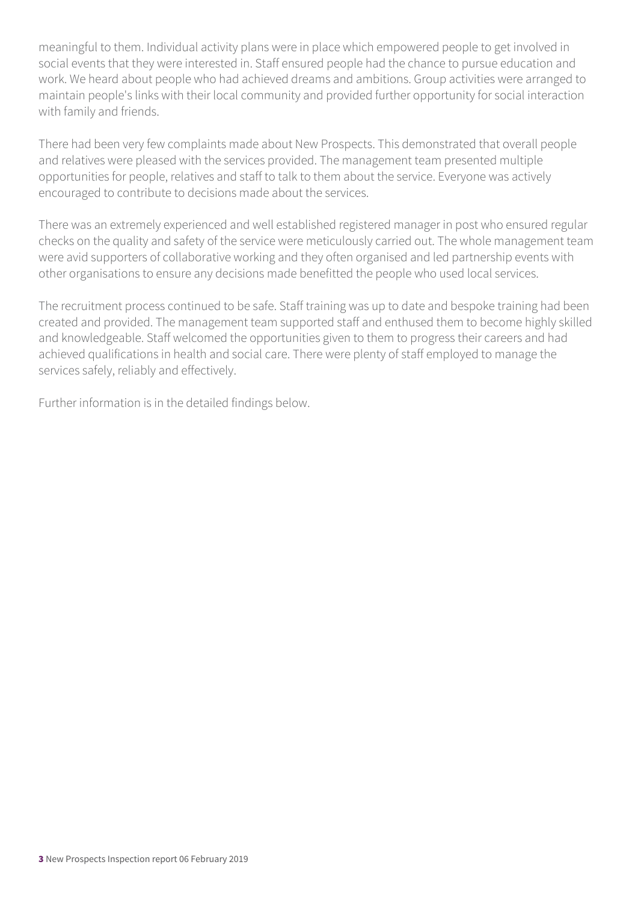meaningful to them. Individual activity plans were in place which empowered people to get involved in social events that they were interested in. Staff ensured people had the chance to pursue education and work. We heard about people who had achieved dreams and ambitions. Group activities were arranged to maintain people's links with their local community and provided further opportunity for social interaction with family and friends.

There had been very few complaints made about New Prospects. This demonstrated that overall people and relatives were pleased with the services provided. The management team presented multiple opportunities for people, relatives and staff to talk to them about the service. Everyone was actively encouraged to contribute to decisions made about the services.

There was an extremely experienced and well established registered manager in post who ensured regular checks on the quality and safety of the service were meticulously carried out. The whole management team were avid supporters of collaborative working and they often organised and led partnership events with other organisations to ensure any decisions made benefitted the people who used local services.

The recruitment process continued to be safe. Staff training was up to date and bespoke training had been created and provided. The management team supported staff and enthused them to become highly skilled and knowledgeable. Staff welcomed the opportunities given to them to progress their careers and had achieved qualifications in health and social care. There were plenty of staff employed to manage the services safely, reliably and effectively.

Further information is in the detailed findings below.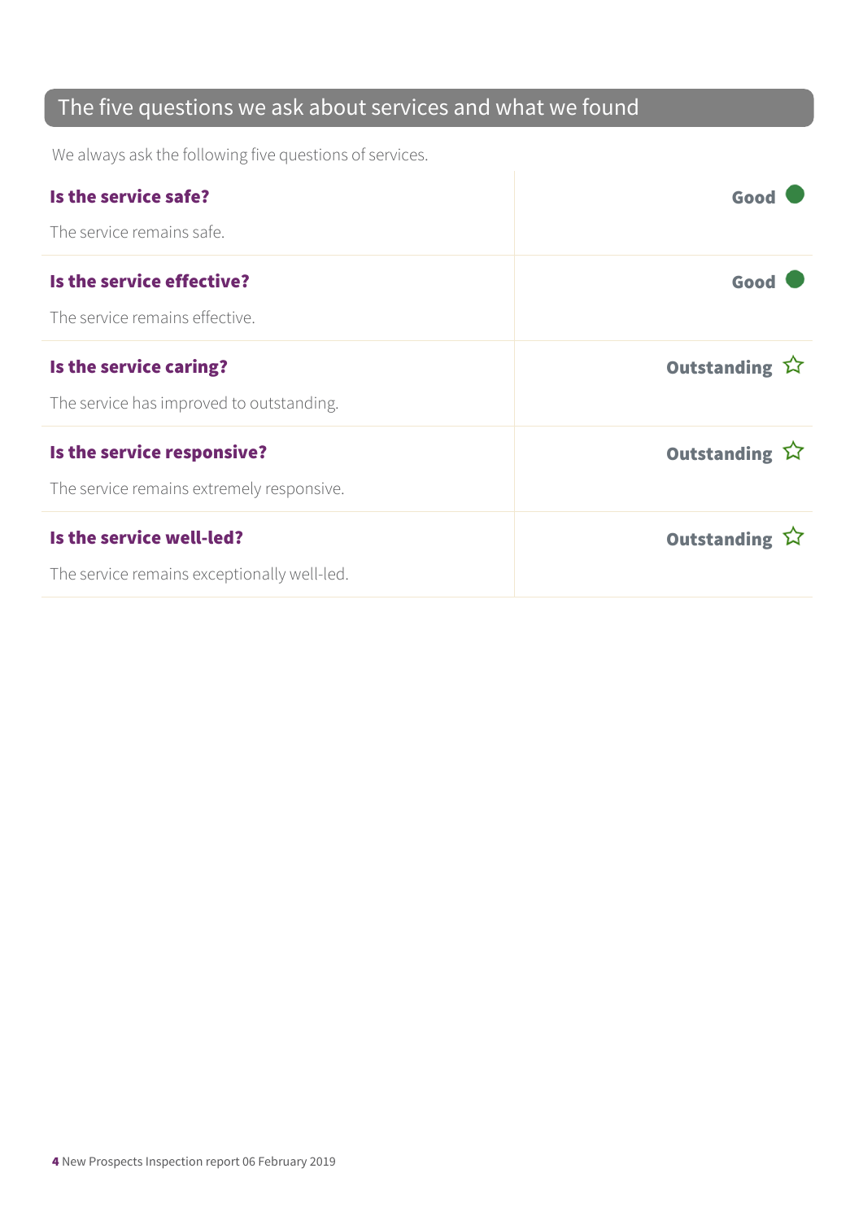## The five questions we ask about services and what we found

We always ask the following five questions of services.

| | |
|---|---|
| **Is the service safe?**<br>The service remains safe. | **Good** |
| **Is the service effective?**<br>The service remains effective. | **Good** |
| **Is the service caring?**<br>The service has improved to outstanding. | **Outstanding** ☆ |
| **Is the service responsive?**<br>The service remains extremely responsive. | **Outstanding** ☆ |
| **Is the service well-led?**<br>The service remains exceptionally well-led. | **Outstanding** ☆ |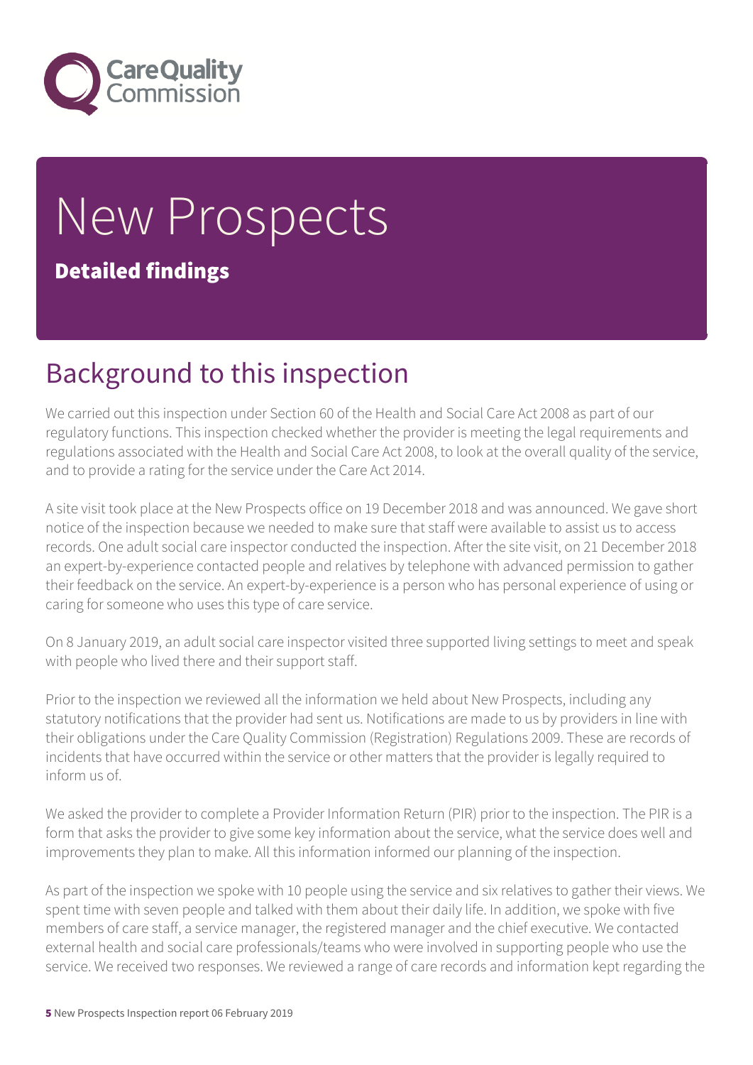# New Prospects

**Detailed findings**

## Background to this inspection

We carried out this inspection under Section 60 of the Health and Social Care Act 2008 as part of our regulatory functions. This inspection checked whether the provider is meeting the legal requirements and regulations associated with the Health and Social Care Act 2008, to look at the overall quality of the service, and to provide a rating for the service under the Care Act 2014.

A site visit took place at the New Prospects office on 19 December 2018 and was announced. We gave short notice of the inspection because we needed to make sure that staff were available to assist us to access records. One adult social care inspector conducted the inspection. After the site visit, on 21 December 2018 an expert-by-experience contacted people and relatives by telephone with advanced permission to gather their feedback on the service. An expert-by-experience is a person who has personal experience of using or caring for someone who uses this type of care service.

On 8 January 2019, an adult social care inspector visited three supported living settings to meet and speak with people who lived there and their support staff.

Prior to the inspection we reviewed all the information we held about New Prospects, including any statutory notifications that the provider had sent us. Notifications are made to us by providers in line with their obligations under the Care Quality Commission (Registration) Regulations 2009. These are records of incidents that have occurred within the service or other matters that the provider is legally required to inform us of.

We asked the provider to complete a Provider Information Return (PIR) prior to the inspection. The PIR is a form that asks the provider to give some key information about the service, what the service does well and improvements they plan to make. All this information informed our planning of the inspection.

As part of the inspection we spoke with 10 people using the service and six relatives to gather their views. We spent time with seven people and talked with them about their daily life. In addition, we spoke with five members of care staff, a service manager, the registered manager and the chief executive. We contacted external health and social care professionals/teams who were involved in supporting people who use the service. We received two responses. We reviewed a range of care records and information kept regarding the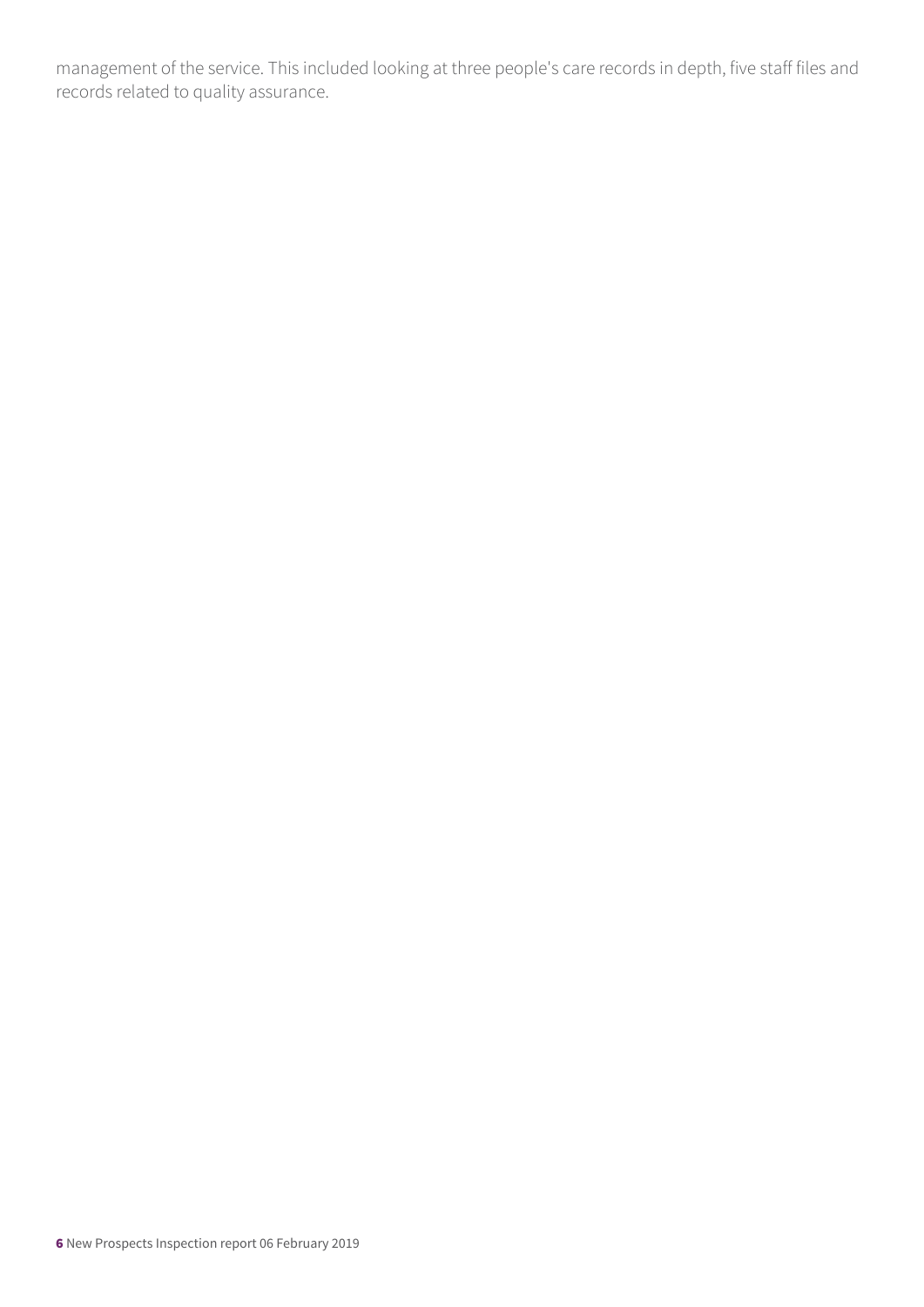management of the service. This included looking at three people's care records in depth, five staff files and records related to quality assurance.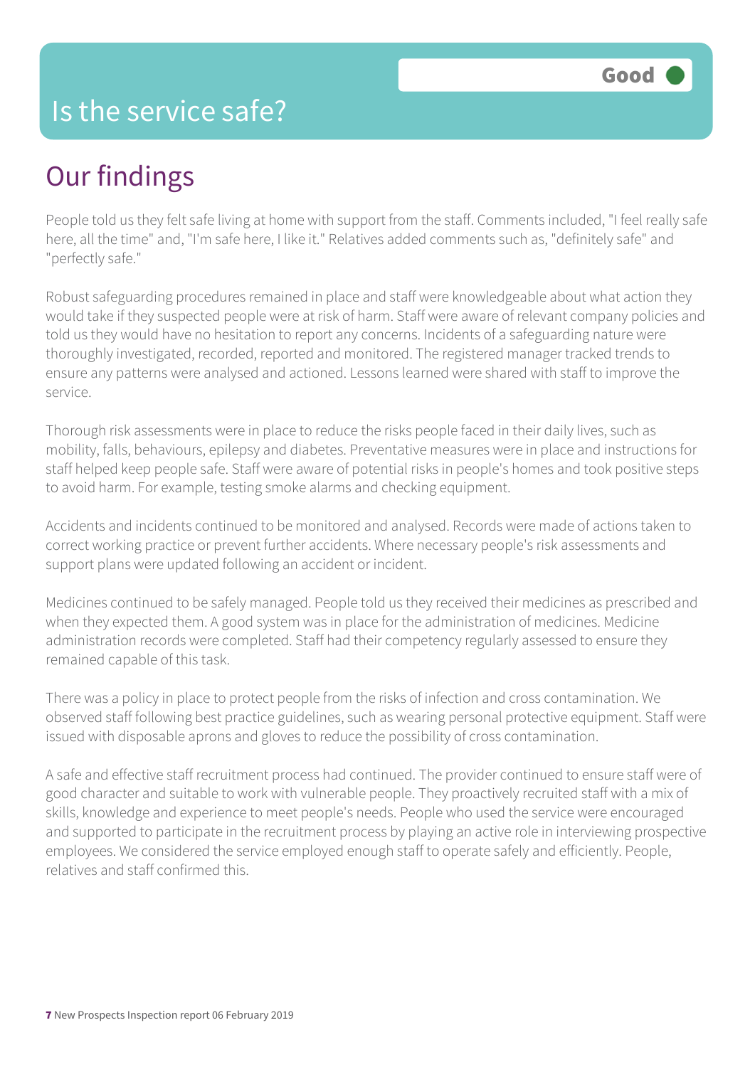# Is the service safe?

**Good**

## Our findings

People told us they felt safe living at home with support from the staff. Comments included, "I feel really safe here, all the time" and, "I'm safe here, I like it." Relatives added comments such as, "definitely safe" and "perfectly safe."

Robust safeguarding procedures remained in place and staff were knowledgeable about what action they would take if they suspected people were at risk of harm. Staff were aware of relevant company policies and told us they would have no hesitation to report any concerns. Incidents of a safeguarding nature were thoroughly investigated, recorded, reported and monitored. The registered manager tracked trends to ensure any patterns were analysed and actioned. Lessons learned were shared with staff to improve the service.

Thorough risk assessments were in place to reduce the risks people faced in their daily lives, such as mobility, falls, behaviours, epilepsy and diabetes. Preventative measures were in place and instructions for staff helped keep people safe. Staff were aware of potential risks in people's homes and took positive steps to avoid harm. For example, testing smoke alarms and checking equipment.

Accidents and incidents continued to be monitored and analysed. Records were made of actions taken to correct working practice or prevent further accidents. Where necessary people's risk assessments and support plans were updated following an accident or incident.

Medicines continued to be safely managed. People told us they received their medicines as prescribed and when they expected them. A good system was in place for the administration of medicines. Medicine administration records were completed. Staff had their competency regularly assessed to ensure they remained capable of this task.

There was a policy in place to protect people from the risks of infection and cross contamination. We observed staff following best practice guidelines, such as wearing personal protective equipment. Staff were issued with disposable aprons and gloves to reduce the possibility of cross contamination.

A safe and effective staff recruitment process had continued. The provider continued to ensure staff were of good character and suitable to work with vulnerable people. They proactively recruited staff with a mix of skills, knowledge and experience to meet people's needs. People who used the service were encouraged and supported to participate in the recruitment process by playing an active role in interviewing prospective employees. We considered the service employed enough staff to operate safely and efficiently. People, relatives and staff confirmed this.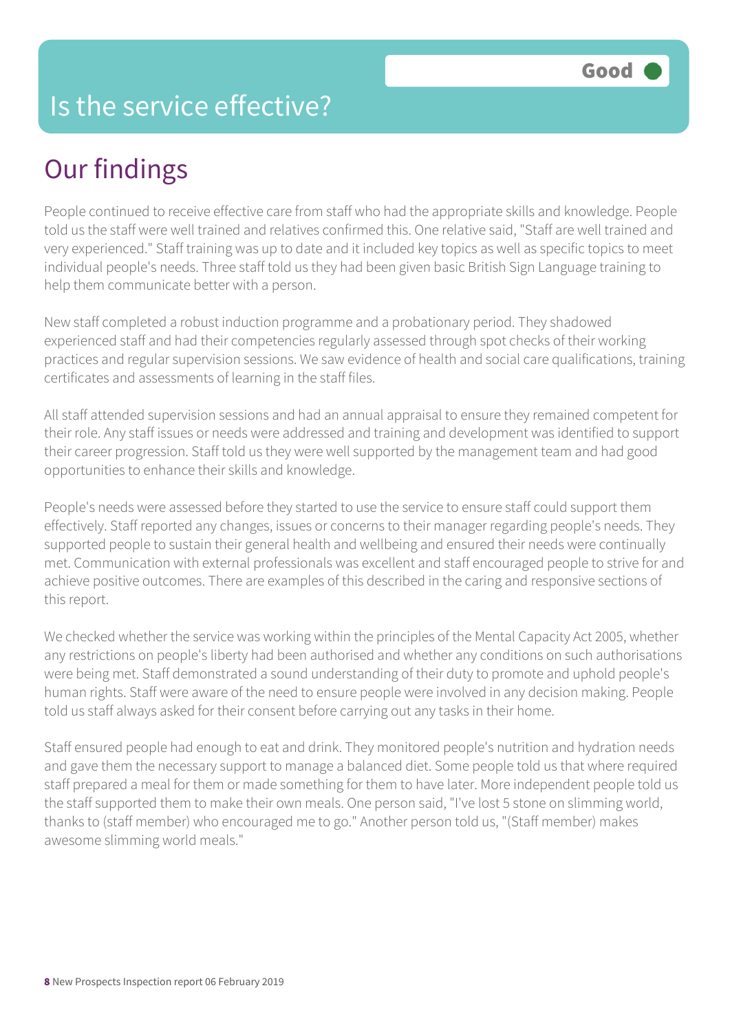Good

# Is the service effective?

## Our findings

People continued to receive effective care from staff who had the appropriate skills and knowledge. People told us the staff were well trained and relatives confirmed this. One relative said, "Staff are well trained and very experienced." Staff training was up to date and it included key topics as well as specific topics to meet individual people's needs. Three staff told us they had been given basic British Sign Language training to help them communicate better with a person.

New staff completed a robust induction programme and a probationary period. They shadowed experienced staff and had their competencies regularly assessed through spot checks of their working practices and regular supervision sessions. We saw evidence of health and social care qualifications, training certificates and assessments of learning in the staff files.

All staff attended supervision sessions and had an annual appraisal to ensure they remained competent for their role. Any staff issues or needs were addressed and training and development was identified to support their career progression. Staff told us they were well supported by the management team and had good opportunities to enhance their skills and knowledge.

People's needs were assessed before they started to use the service to ensure staff could support them effectively. Staff reported any changes, issues or concerns to their manager regarding people's needs. They supported people to sustain their general health and wellbeing and ensured their needs were continually met. Communication with external professionals was excellent and staff encouraged people to strive for and achieve positive outcomes. There are examples of this described in the caring and responsive sections of this report.

We checked whether the service was working within the principles of the Mental Capacity Act 2005, whether any restrictions on people's liberty had been authorised and whether any conditions on such authorisations were being met. Staff demonstrated a sound understanding of their duty to promote and uphold people's human rights. Staff were aware of the need to ensure people were involved in any decision making. People told us staff always asked for their consent before carrying out any tasks in their home.

Staff ensured people had enough to eat and drink. They monitored people's nutrition and hydration needs and gave them the necessary support to manage a balanced diet. Some people told us that where required staff prepared a meal for them or made something for them to have later. More independent people told us the staff supported them to make their own meals. One person said, "I've lost 5 stone on slimming world, thanks to (staff member) who encouraged me to go." Another person told us, "(Staff member) makes awesome slimming world meals."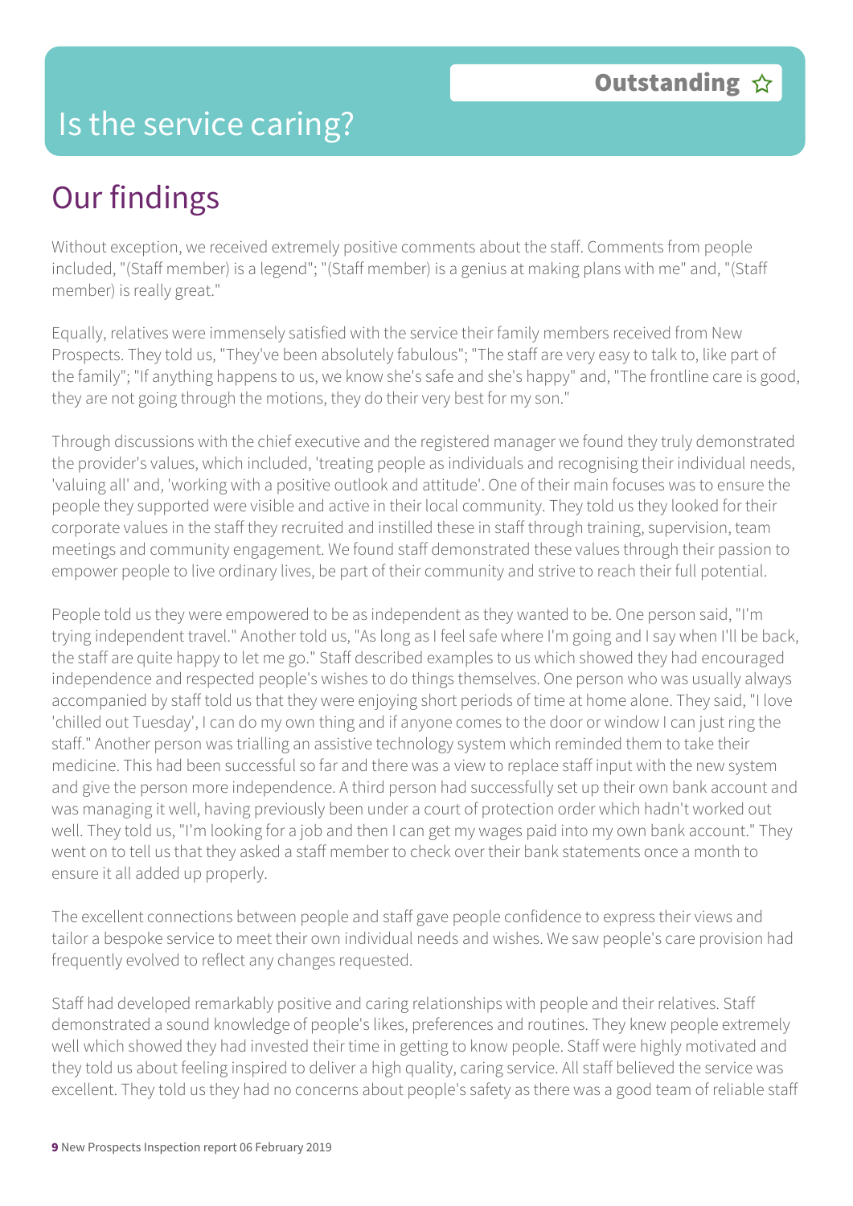# Is the service caring?

**Outstanding** ☆

## Our findings

Without exception, we received extremely positive comments about the staff. Comments from people included, "(Staff member) is a legend"; "(Staff member) is a genius at making plans with me" and, "(Staff member) is really great."

Equally, relatives were immensely satisfied with the service their family members received from New Prospects. They told us, "They've been absolutely fabulous"; "The staff are very easy to talk to, like part of the family"; "If anything happens to us, we know she's safe and she's happy" and, "The frontline care is good, they are not going through the motions, they do their very best for my son."

Through discussions with the chief executive and the registered manager we found they truly demonstrated the provider's values, which included, 'treating people as individuals and recognising their individual needs, 'valuing all' and, 'working with a positive outlook and attitude'. One of their main focuses was to ensure the people they supported were visible and active in their local community. They told us they looked for their corporate values in the staff they recruited and instilled these in staff through training, supervision, team meetings and community engagement. We found staff demonstrated these values through their passion to empower people to live ordinary lives, be part of their community and strive to reach their full potential.

People told us they were empowered to be as independent as they wanted to be. One person said, "I'm trying independent travel." Another told us, "As long as I feel safe where I'm going and I say when I'll be back, the staff are quite happy to let me go." Staff described examples to us which showed they had encouraged independence and respected people's wishes to do things themselves. One person who was usually always accompanied by staff told us that they were enjoying short periods of time at home alone. They said, "I love 'chilled out Tuesday', I can do my own thing and if anyone comes to the door or window I can just ring the staff." Another person was trialling an assistive technology system which reminded them to take their medicine. This had been successful so far and there was a view to replace staff input with the new system and give the person more independence. A third person had successfully set up their own bank account and was managing it well, having previously been under a court of protection order which hadn't worked out well. They told us, "I'm looking for a job and then I can get my wages paid into my own bank account." They went on to tell us that they asked a staff member to check over their bank statements once a month to ensure it all added up properly.

The excellent connections between people and staff gave people confidence to express their views and tailor a bespoke service to meet their own individual needs and wishes. We saw people's care provision had frequently evolved to reflect any changes requested.

Staff had developed remarkably positive and caring relationships with people and their relatives. Staff demonstrated a sound knowledge of people's likes, preferences and routines. They knew people extremely well which showed they had invested their time in getting to know people. Staff were highly motivated and they told us about feeling inspired to deliver a high quality, caring service. All staff believed the service was excellent. They told us they had no concerns about people's safety as there was a good team of reliable staff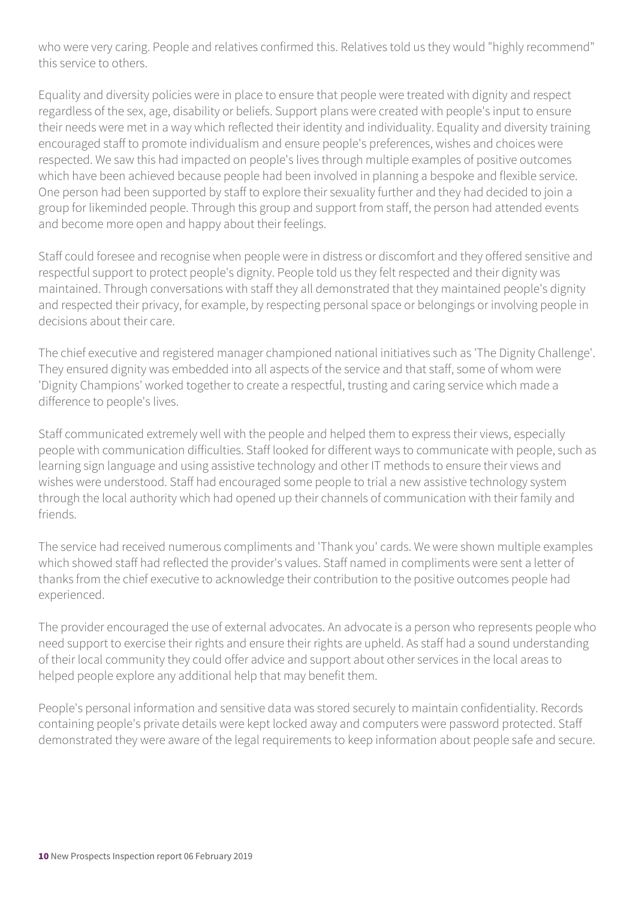who were very caring. People and relatives confirmed this. Relatives told us they would "highly recommend" this service to others.

Equality and diversity policies were in place to ensure that people were treated with dignity and respect regardless of the sex, age, disability or beliefs. Support plans were created with people's input to ensure their needs were met in a way which reflected their identity and individuality. Equality and diversity training encouraged staff to promote individualism and ensure people's preferences, wishes and choices were respected. We saw this had impacted on people's lives through multiple examples of positive outcomes which have been achieved because people had been involved in planning a bespoke and flexible service. One person had been supported by staff to explore their sexuality further and they had decided to join a group for likeminded people. Through this group and support from staff, the person had attended events and become more open and happy about their feelings.

Staff could foresee and recognise when people were in distress or discomfort and they offered sensitive and respectful support to protect people's dignity. People told us they felt respected and their dignity was maintained. Through conversations with staff they all demonstrated that they maintained people's dignity and respected their privacy, for example, by respecting personal space or belongings or involving people in decisions about their care.

The chief executive and registered manager championed national initiatives such as 'The Dignity Challenge'. They ensured dignity was embedded into all aspects of the service and that staff, some of whom were 'Dignity Champions' worked together to create a respectful, trusting and caring service which made a difference to people's lives.

Staff communicated extremely well with the people and helped them to express their views, especially people with communication difficulties. Staff looked for different ways to communicate with people, such as learning sign language and using assistive technology and other IT methods to ensure their views and wishes were understood. Staff had encouraged some people to trial a new assistive technology system through the local authority which had opened up their channels of communication with their family and friends.

The service had received numerous compliments and 'Thank you' cards. We were shown multiple examples which showed staff had reflected the provider's values. Staff named in compliments were sent a letter of thanks from the chief executive to acknowledge their contribution to the positive outcomes people had experienced.

The provider encouraged the use of external advocates. An advocate is a person who represents people who need support to exercise their rights and ensure their rights are upheld. As staff had a sound understanding of their local community they could offer advice and support about other services in the local areas to helped people explore any additional help that may benefit them.

People's personal information and sensitive data was stored securely to maintain confidentiality. Records containing people's private details were kept locked away and computers were password protected. Staff demonstrated they were aware of the legal requirements to keep information about people safe and secure.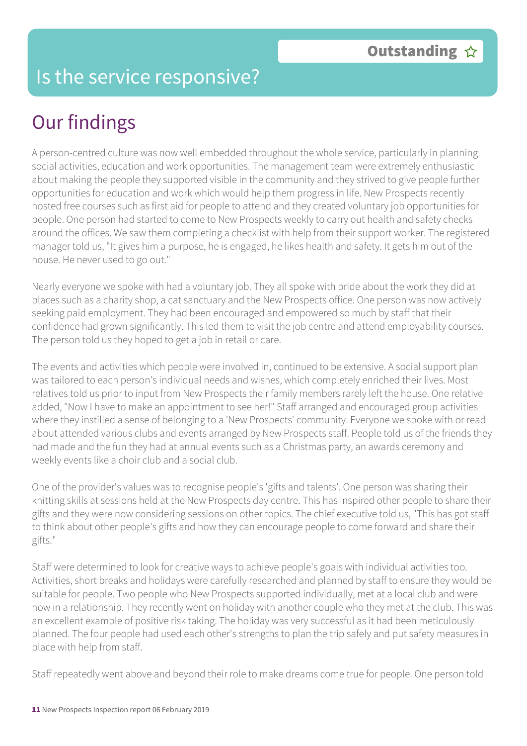# Is the service responsive?

**Outstanding** ☆

## Our findings

A person-centred culture was now well embedded throughout the whole service, particularly in planning social activities, education and work opportunities. The management team were extremely enthusiastic about making the people they supported visible in the community and they strived to give people further opportunities for education and work which would help them progress in life. New Prospects recently hosted free courses such as first aid for people to attend and they created voluntary job opportunities for people. One person had started to come to New Prospects weekly to carry out health and safety checks around the offices. We saw them completing a checklist with help from their support worker. The registered manager told us, "It gives him a purpose, he is engaged, he likes health and safety. It gets him out of the house. He never used to go out."

Nearly everyone we spoke with had a voluntary job. They all spoke with pride about the work they did at places such as a charity shop, a cat sanctuary and the New Prospects office. One person was now actively seeking paid employment. They had been encouraged and empowered so much by staff that their confidence had grown significantly. This led them to visit the job centre and attend employability courses. The person told us they hoped to get a job in retail or care.

The events and activities which people were involved in, continued to be extensive. A social support plan was tailored to each person's individual needs and wishes, which completely enriched their lives. Most relatives told us prior to input from New Prospects their family members rarely left the house. One relative added, "Now I have to make an appointment to see her!" Staff arranged and encouraged group activities where they instilled a sense of belonging to a 'New Prospects' community. Everyone we spoke with or read about attended various clubs and events arranged by New Prospects staff. People told us of the friends they had made and the fun they had at annual events such as a Christmas party, an awards ceremony and weekly events like a choir club and a social club.

One of the provider's values was to recognise people's 'gifts and talents'. One person was sharing their knitting skills at sessions held at the New Prospects day centre. This has inspired other people to share their gifts and they were now considering sessions on other topics. The chief executive told us, "This has got staff to think about other people's gifts and how they can encourage people to come forward and share their gifts."

Staff were determined to look for creative ways to achieve people's goals with individual activities too. Activities, short breaks and holidays were carefully researched and planned by staff to ensure they would be suitable for people. Two people who New Prospects supported individually, met at a local club and were now in a relationship. They recently went on holiday with another couple who they met at the club. This was an excellent example of positive risk taking. The holiday was very successful as it had been meticulously planned. The four people had used each other's strengths to plan the trip safely and put safety measures in place with help from staff.

Staff repeatedly went above and beyond their role to make dreams come true for people. One person told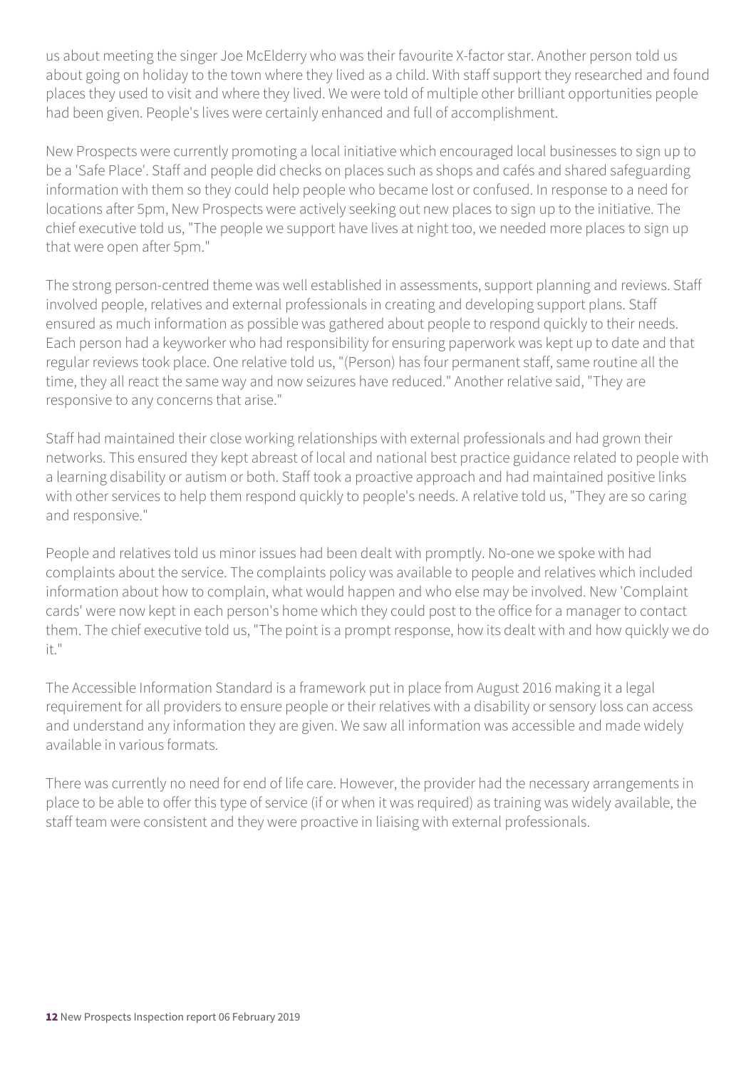us about meeting the singer Joe McElderry who was their favourite X-factor star. Another person told us about going on holiday to the town where they lived as a child. With staff support they researched and found places they used to visit and where they lived. We were told of multiple other brilliant opportunities people had been given. People's lives were certainly enhanced and full of accomplishment.

New Prospects were currently promoting a local initiative which encouraged local businesses to sign up to be a 'Safe Place'. Staff and people did checks on places such as shops and cafés and shared safeguarding information with them so they could help people who became lost or confused. In response to a need for locations after 5pm, New Prospects were actively seeking out new places to sign up to the initiative. The chief executive told us, "The people we support have lives at night too, we needed more places to sign up that were open after 5pm."

The strong person-centred theme was well established in assessments, support planning and reviews. Staff involved people, relatives and external professionals in creating and developing support plans. Staff ensured as much information as possible was gathered about people to respond quickly to their needs. Each person had a keyworker who had responsibility for ensuring paperwork was kept up to date and that regular reviews took place. One relative told us, "(Person) has four permanent staff, same routine all the time, they all react the same way and now seizures have reduced." Another relative said, "They are responsive to any concerns that arise."

Staff had maintained their close working relationships with external professionals and had grown their networks. This ensured they kept abreast of local and national best practice guidance related to people with a learning disability or autism or both. Staff took a proactive approach and had maintained positive links with other services to help them respond quickly to people's needs. A relative told us, "They are so caring and responsive."

People and relatives told us minor issues had been dealt with promptly. No-one we spoke with had complaints about the service. The complaints policy was available to people and relatives which included information about how to complain, what would happen and who else may be involved. New 'Complaint cards' were now kept in each person's home which they could post to the office for a manager to contact them. The chief executive told us, "The point is a prompt response, how its dealt with and how quickly we do it."

The Accessible Information Standard is a framework put in place from August 2016 making it a legal requirement for all providers to ensure people or their relatives with a disability or sensory loss can access and understand any information they are given. We saw all information was accessible and made widely available in various formats.

There was currently no need for end of life care. However, the provider had the necessary arrangements in place to be able to offer this type of service (if or when it was required) as training was widely available, the staff team were consistent and they were proactive in liaising with external professionals.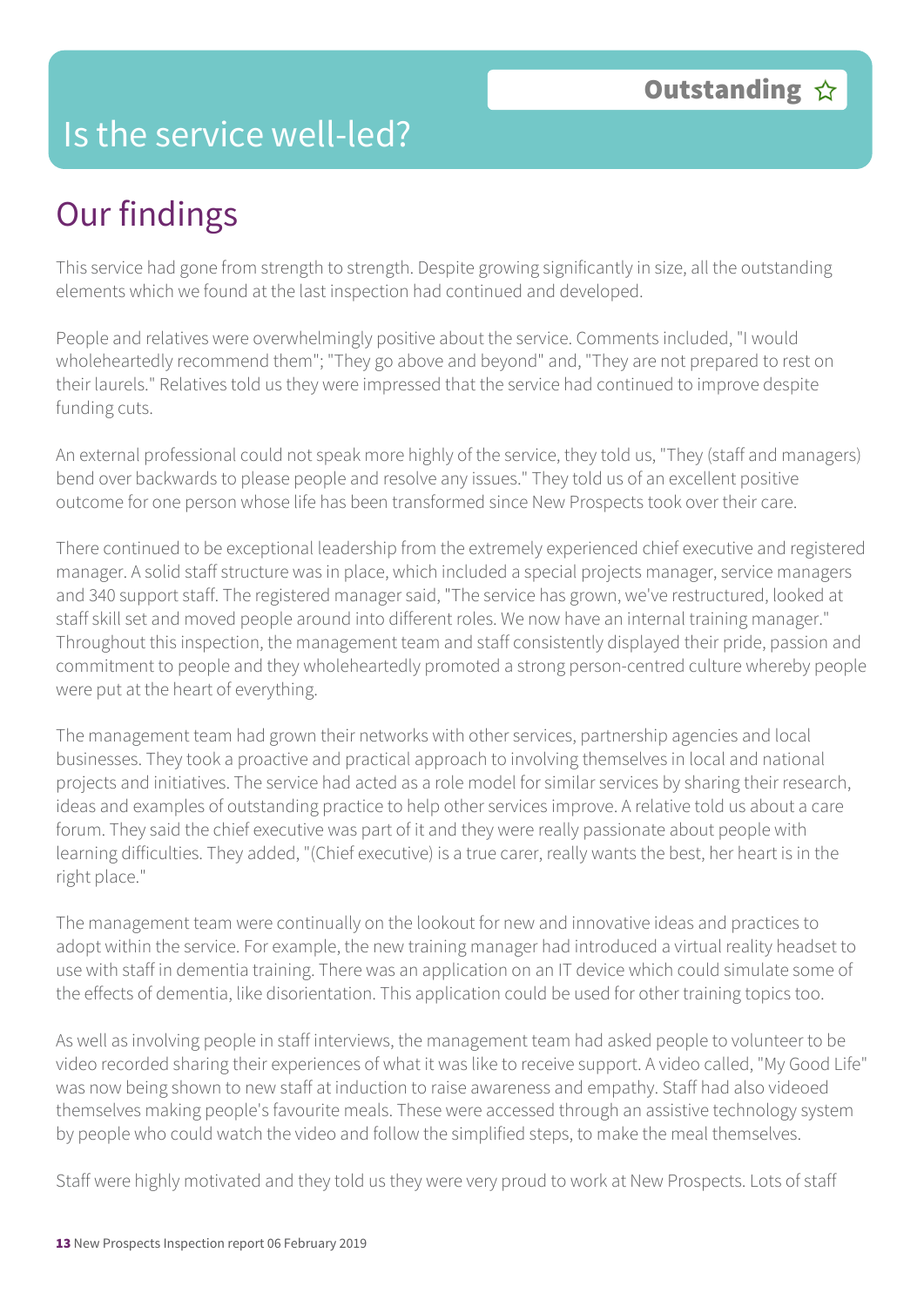# Is the service well-led?

**Outstanding** ☆

## Our findings

This service had gone from strength to strength. Despite growing significantly in size, all the outstanding elements which we found at the last inspection had continued and developed.

People and relatives were overwhelmingly positive about the service. Comments included, "I would wholeheartedly recommend them"; "They go above and beyond" and, "They are not prepared to rest on their laurels." Relatives told us they were impressed that the service had continued to improve despite funding cuts.

An external professional could not speak more highly of the service, they told us, "They (staff and managers) bend over backwards to please people and resolve any issues." They told us of an excellent positive outcome for one person whose life has been transformed since New Prospects took over their care.

There continued to be exceptional leadership from the extremely experienced chief executive and registered manager. A solid staff structure was in place, which included a special projects manager, service managers and 340 support staff. The registered manager said, "The service has grown, we've restructured, looked at staff skill set and moved people around into different roles. We now have an internal training manager." Throughout this inspection, the management team and staff consistently displayed their pride, passion and commitment to people and they wholeheartedly promoted a strong person-centred culture whereby people were put at the heart of everything.

The management team had grown their networks with other services, partnership agencies and local businesses. They took a proactive and practical approach to involving themselves in local and national projects and initiatives. The service had acted as a role model for similar services by sharing their research, ideas and examples of outstanding practice to help other services improve. A relative told us about a care forum. They said the chief executive was part of it and they were really passionate about people with learning difficulties. They added, "(Chief executive) is a true carer, really wants the best, her heart is in the right place."

The management team were continually on the lookout for new and innovative ideas and practices to adopt within the service. For example, the new training manager had introduced a virtual reality headset to use with staff in dementia training. There was an application on an IT device which could simulate some of the effects of dementia, like disorientation. This application could be used for other training topics too.

As well as involving people in staff interviews, the management team had asked people to volunteer to be video recorded sharing their experiences of what it was like to receive support. A video called, "My Good Life" was now being shown to new staff at induction to raise awareness and empathy. Staff had also videoed themselves making people's favourite meals. These were accessed through an assistive technology system by people who could watch the video and follow the simplified steps, to make the meal themselves.

Staff were highly motivated and they told us they were very proud to work at New Prospects. Lots of staff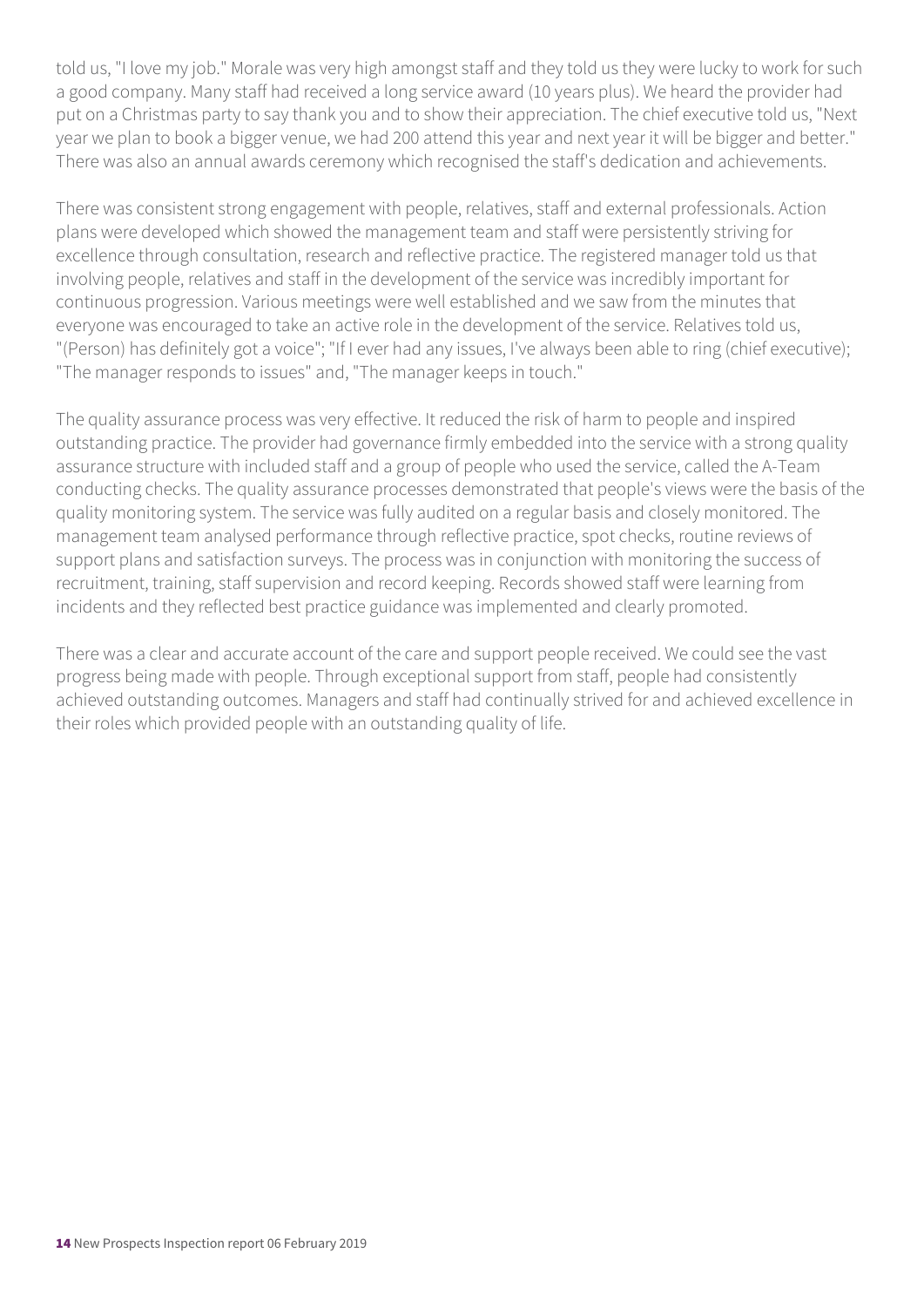told us, "I love my job." Morale was very high amongst staff and they told us they were lucky to work for such a good company. Many staff had received a long service award (10 years plus). We heard the provider had put on a Christmas party to say thank you and to show their appreciation. The chief executive told us, "Next year we plan to book a bigger venue, we had 200 attend this year and next year it will be bigger and better." There was also an annual awards ceremony which recognised the staff's dedication and achievements.

There was consistent strong engagement with people, relatives, staff and external professionals. Action plans were developed which showed the management team and staff were persistently striving for excellence through consultation, research and reflective practice. The registered manager told us that involving people, relatives and staff in the development of the service was incredibly important for continuous progression. Various meetings were well established and we saw from the minutes that everyone was encouraged to take an active role in the development of the service. Relatives told us, "(Person) has definitely got a voice"; "If I ever had any issues, I've always been able to ring (chief executive); "The manager responds to issues" and, "The manager keeps in touch."

The quality assurance process was very effective. It reduced the risk of harm to people and inspired outstanding practice. The provider had governance firmly embedded into the service with a strong quality assurance structure with included staff and a group of people who used the service, called the A-Team conducting checks. The quality assurance processes demonstrated that people's views were the basis of the quality monitoring system. The service was fully audited on a regular basis and closely monitored. The management team analysed performance through reflective practice, spot checks, routine reviews of support plans and satisfaction surveys. The process was in conjunction with monitoring the success of recruitment, training, staff supervision and record keeping. Records showed staff were learning from incidents and they reflected best practice guidance was implemented and clearly promoted.

There was a clear and accurate account of the care and support people received. We could see the vast progress being made with people. Through exceptional support from staff, people had consistently achieved outstanding outcomes. Managers and staff had continually strived for and achieved excellence in their roles which provided people with an outstanding quality of life.